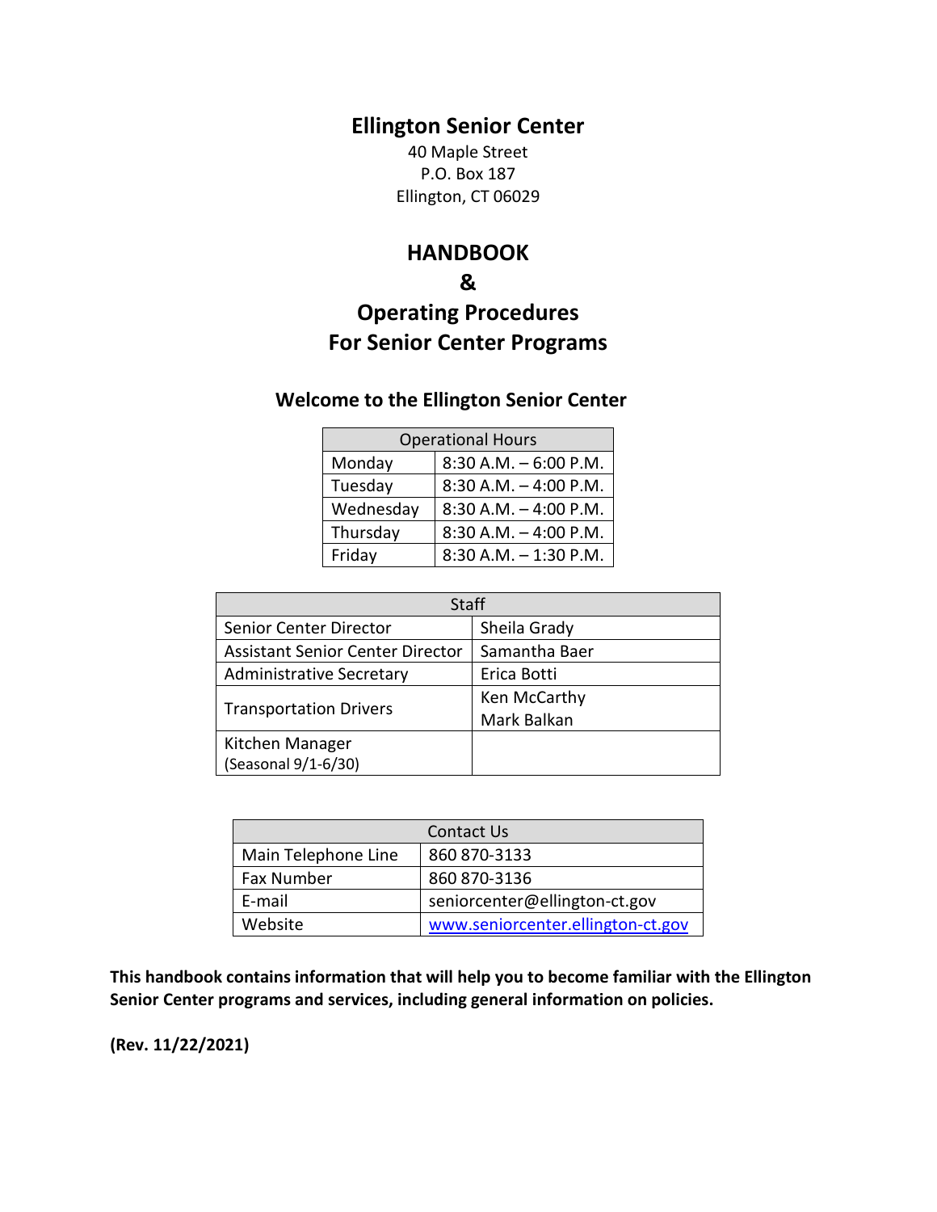# Ellington Senior Center

40 Maple Street
P.O. Box 187
Ellington, CT 06029

## HANDBOOK
## &
## Operating Procedures
## For Senior Center Programs

### Welcome to the Ellington Senior Center

| Operational Hours | |
|---|---|
| Monday | 8:30 A.M. – 6:00 P.M. |
| Tuesday | 8:30 A.M. – 4:00 P.M. |
| Wednesday | 8:30 A.M. – 4:00 P.M. |
| Thursday | 8:30 A.M. – 4:00 P.M. |
| Friday | 8:30 A.M. – 1:30 P.M. |

| Staff | |
|---|---|
| Senior Center Director | Sheila Grady |
| Assistant Senior Center Director | Samantha Baer |
| Administrative Secretary | Erica Botti |
| Transportation Drivers | Ken McCarthy<br>Mark Balkan |
| Kitchen Manager (Seasonal 9/1-6/30) | |

| Contact Us | |
|---|---|
| Main Telephone Line | 860 870-3133 |
| Fax Number | 860 870-3136 |
| E-mail | seniorcenter@ellington-ct.gov |
| Website | www.seniorcenter.ellington-ct.gov |

**This handbook contains information that will help you to become familiar with the Ellington Senior Center programs and services, including general information on policies.**

**(Rev. 11/22/2021)**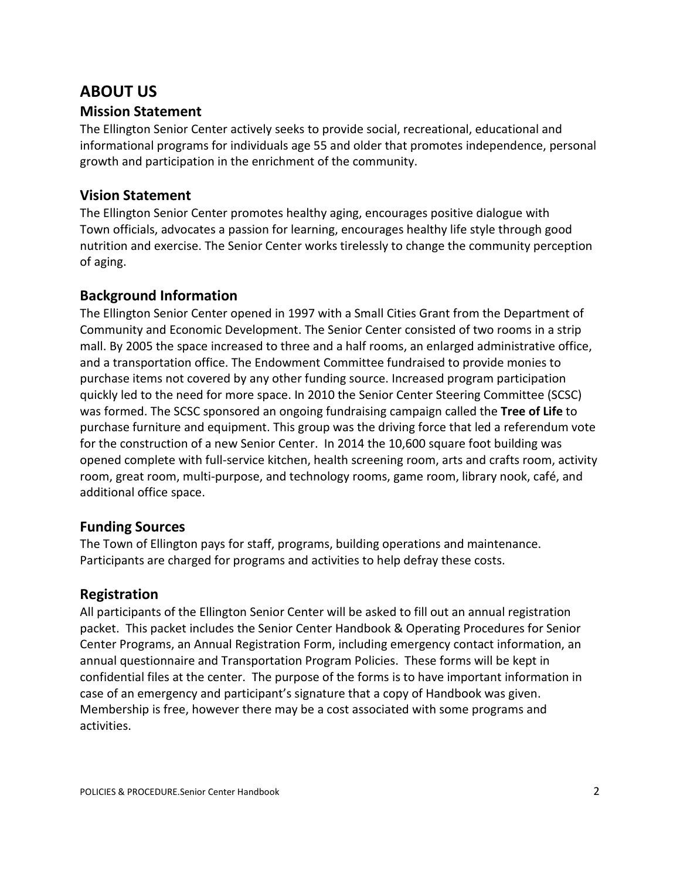# ABOUT US

## Mission Statement

The Ellington Senior Center actively seeks to provide social, recreational, educational and informational programs for individuals age 55 and older that promotes independence, personal growth and participation in the enrichment of the community.

## Vision Statement

The Ellington Senior Center promotes healthy aging, encourages positive dialogue with Town officials, advocates a passion for learning, encourages healthy life style through good nutrition and exercise. The Senior Center works tirelessly to change the community perception of aging.

## Background Information

The Ellington Senior Center opened in 1997 with a Small Cities Grant from the Department of Community and Economic Development. The Senior Center consisted of two rooms in a strip mall. By 2005 the space increased to three and a half rooms, an enlarged administrative office, and a transportation office. The Endowment Committee fundraised to provide monies to purchase items not covered by any other funding source. Increased program participation quickly led to the need for more space. In 2010 the Senior Center Steering Committee (SCSC) was formed. The SCSC sponsored an ongoing fundraising campaign called the **Tree of Life** to purchase furniture and equipment. This group was the driving force that led a referendum vote for the construction of a new Senior Center. In 2014 the 10,600 square foot building was opened complete with full-service kitchen, health screening room, arts and crafts room, activity room, great room, multi-purpose, and technology rooms, game room, library nook, café, and additional office space.

## Funding Sources

The Town of Ellington pays for staff, programs, building operations and maintenance. Participants are charged for programs and activities to help defray these costs.

## Registration

All participants of the Ellington Senior Center will be asked to fill out an annual registration packet. This packet includes the Senior Center Handbook & Operating Procedures for Senior Center Programs, an Annual Registration Form, including emergency contact information, an annual questionnaire and Transportation Program Policies. These forms will be kept in confidential files at the center. The purpose of the forms is to have important information in case of an emergency and participant's signature that a copy of Handbook was given. Membership is free, however there may be a cost associated with some programs and activities.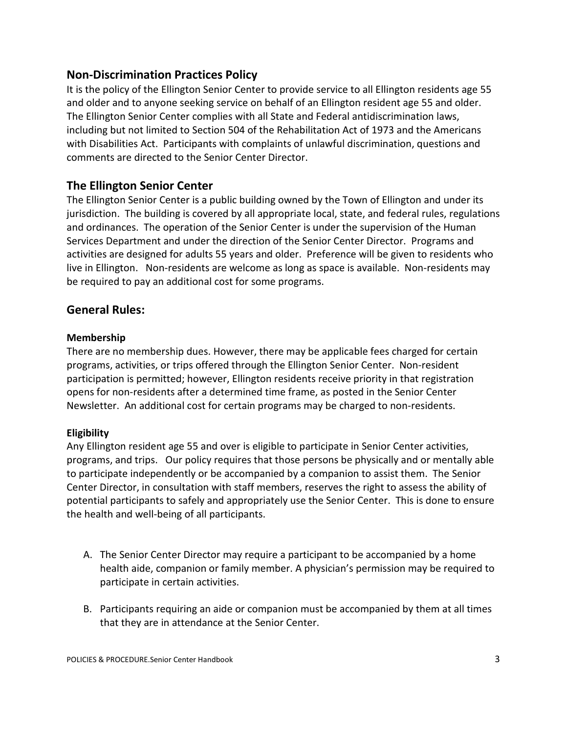## Non-Discrimination Practices Policy

It is the policy of the Ellington Senior Center to provide service to all Ellington residents age 55 and older and to anyone seeking service on behalf of an Ellington resident age 55 and older. The Ellington Senior Center complies with all State and Federal antidiscrimination laws, including but not limited to Section 504 of the Rehabilitation Act of 1973 and the Americans with Disabilities Act. Participants with complaints of unlawful discrimination, questions and comments are directed to the Senior Center Director.

## The Ellington Senior Center

The Ellington Senior Center is a public building owned by the Town of Ellington and under its jurisdiction. The building is covered by all appropriate local, state, and federal rules, regulations and ordinances. The operation of the Senior Center is under the supervision of the Human Services Department and under the direction of the Senior Center Director. Programs and activities are designed for adults 55 years and older. Preference will be given to residents who live in Ellington. Non-residents are welcome as long as space is available. Non-residents may be required to pay an additional cost for some programs.

## General Rules:

### Membership

There are no membership dues. However, there may be applicable fees charged for certain programs, activities, or trips offered through the Ellington Senior Center. Non-resident participation is permitted; however, Ellington residents receive priority in that registration opens for non-residents after a determined time frame, as posted in the Senior Center Newsletter. An additional cost for certain programs may be charged to non-residents.

### Eligibility

Any Ellington resident age 55 and over is eligible to participate in Senior Center activities, programs, and trips. Our policy requires that those persons be physically and or mentally able to participate independently or be accompanied by a companion to assist them. The Senior Center Director, in consultation with staff members, reserves the right to assess the ability of potential participants to safely and appropriately use the Senior Center. This is done to ensure the health and well-being of all participants.

A. The Senior Center Director may require a participant to be accompanied by a home health aide, companion or family member. A physician's permission may be required to participate in certain activities.

B. Participants requiring an aide or companion must be accompanied by them at all times that they are in attendance at the Senior Center.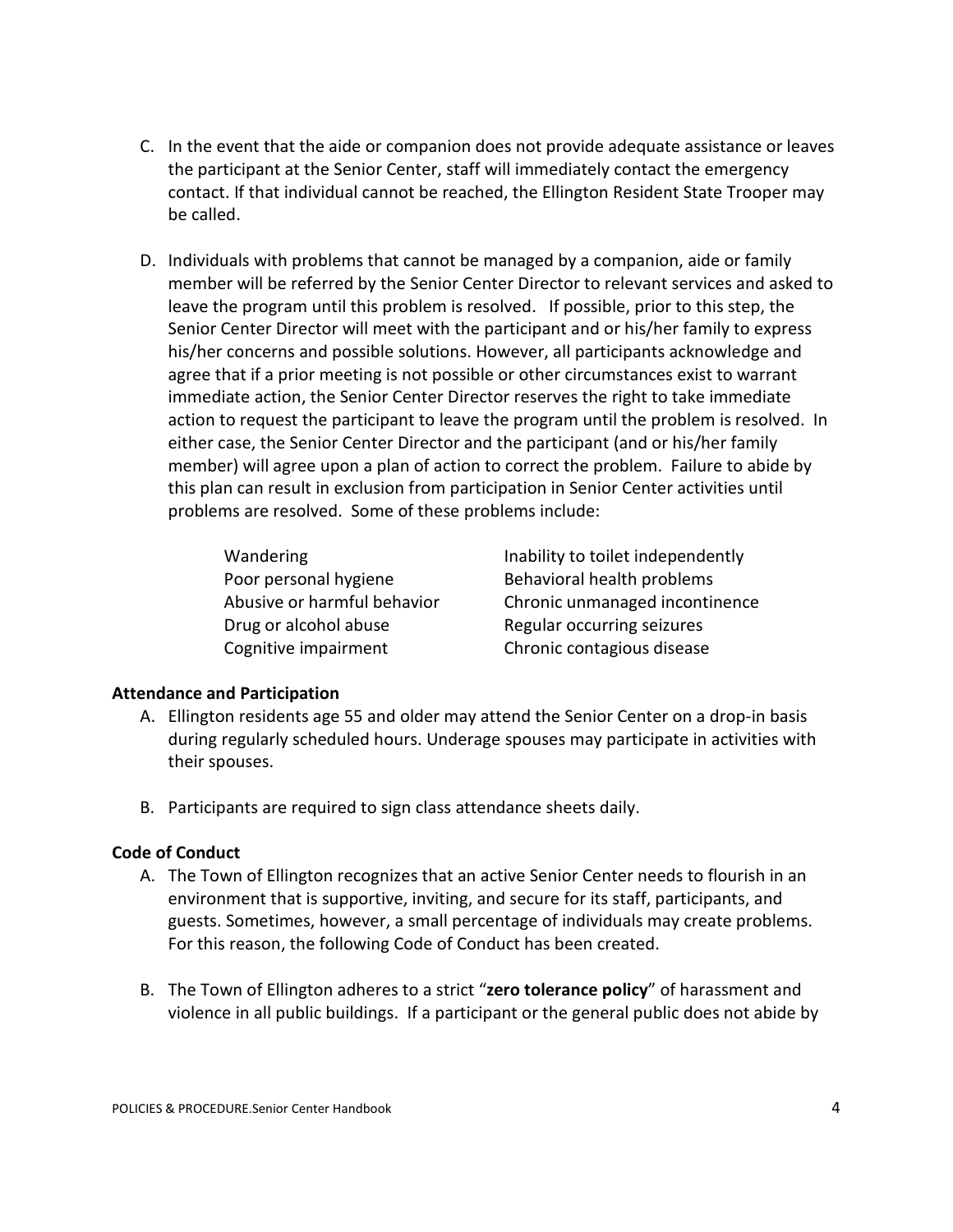C. In the event that the aide or companion does not provide adequate assistance or leaves the participant at the Senior Center, staff will immediately contact the emergency contact. If that individual cannot be reached, the Ellington Resident State Trooper may be called.

D. Individuals with problems that cannot be managed by a companion, aide or family member will be referred by the Senior Center Director to relevant services and asked to leave the program until this problem is resolved. If possible, prior to this step, the Senior Center Director will meet with the participant and or his/her family to express his/her concerns and possible solutions. However, all participants acknowledge and agree that if a prior meeting is not possible or other circumstances exist to warrant immediate action, the Senior Center Director reserves the right to take immediate action to request the participant to leave the program until the problem is resolved. In either case, the Senior Center Director and the participant (and or his/her family member) will agree upon a plan of action to correct the problem. Failure to abide by this plan can result in exclusion from participation in Senior Center activities until problems are resolved. Some of these problems include:

| | |
|---|---|
| Wandering | Inability to toilet independently |
| Poor personal hygiene | Behavioral health problems |
| Abusive or harmful behavior | Chronic unmanaged incontinence |
| Drug or alcohol abuse | Regular occurring seizures |
| Cognitive impairment | Chronic contagious disease |

**Attendance and Participation**

A. Ellington residents age 55 and older may attend the Senior Center on a drop-in basis during regularly scheduled hours. Underage spouses may participate in activities with their spouses.

B. Participants are required to sign class attendance sheets daily.

**Code of Conduct**

A. The Town of Ellington recognizes that an active Senior Center needs to flourish in an environment that is supportive, inviting, and secure for its staff, participants, and guests. Sometimes, however, a small percentage of individuals may create problems. For this reason, the following Code of Conduct has been created.

B. The Town of Ellington adheres to a strict "**zero tolerance policy**" of harassment and violence in all public buildings. If a participant or the general public does not abide by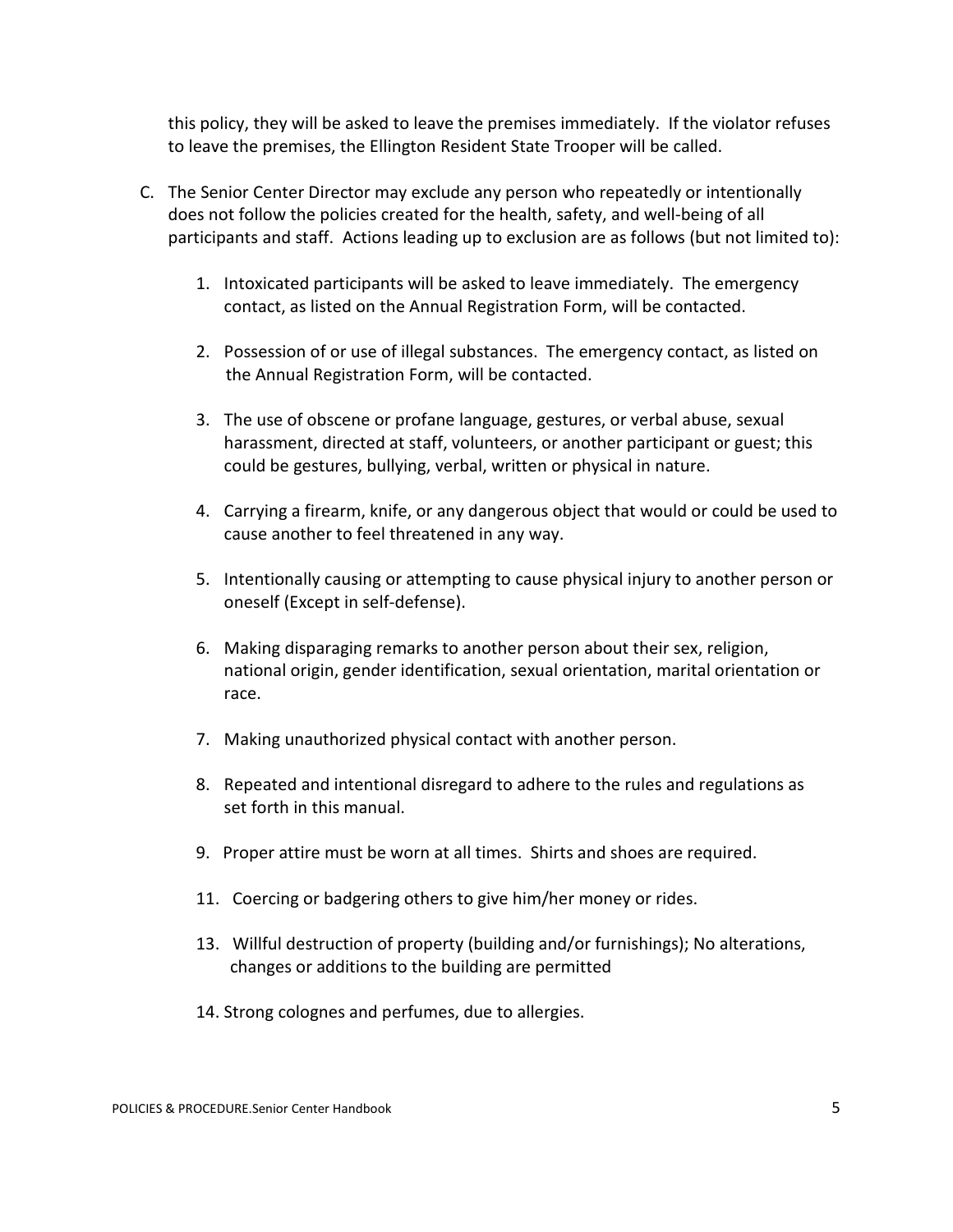this policy, they will be asked to leave the premises immediately. If the violator refuses to leave the premises, the Ellington Resident State Trooper will be called.

C. The Senior Center Director may exclude any person who repeatedly or intentionally does not follow the policies created for the health, safety, and well-being of all participants and staff. Actions leading up to exclusion are as follows (but not limited to):

   1. Intoxicated participants will be asked to leave immediately. The emergency contact, as listed on the Annual Registration Form, will be contacted.

   2. Possession of or use of illegal substances. The emergency contact, as listed on the Annual Registration Form, will be contacted.

   3. The use of obscene or profane language, gestures, or verbal abuse, sexual harassment, directed at staff, volunteers, or another participant or guest; this could be gestures, bullying, verbal, written or physical in nature.

   4. Carrying a firearm, knife, or any dangerous object that would or could be used to cause another to feel threatened in any way.

   5. Intentionally causing or attempting to cause physical injury to another person or oneself (Except in self-defense).

   6. Making disparaging remarks to another person about their sex, religion, national origin, gender identification, sexual orientation, marital orientation or race.

   7. Making unauthorized physical contact with another person.

   8. Repeated and intentional disregard to adhere to the rules and regulations as set forth in this manual.

   9. Proper attire must be worn at all times. Shirts and shoes are required.

   11. Coercing or badgering others to give him/her money or rides.

   13. Willful destruction of property (building and/or furnishings); No alterations, changes or additions to the building are permitted

   14. Strong colognes and perfumes, due to allergies.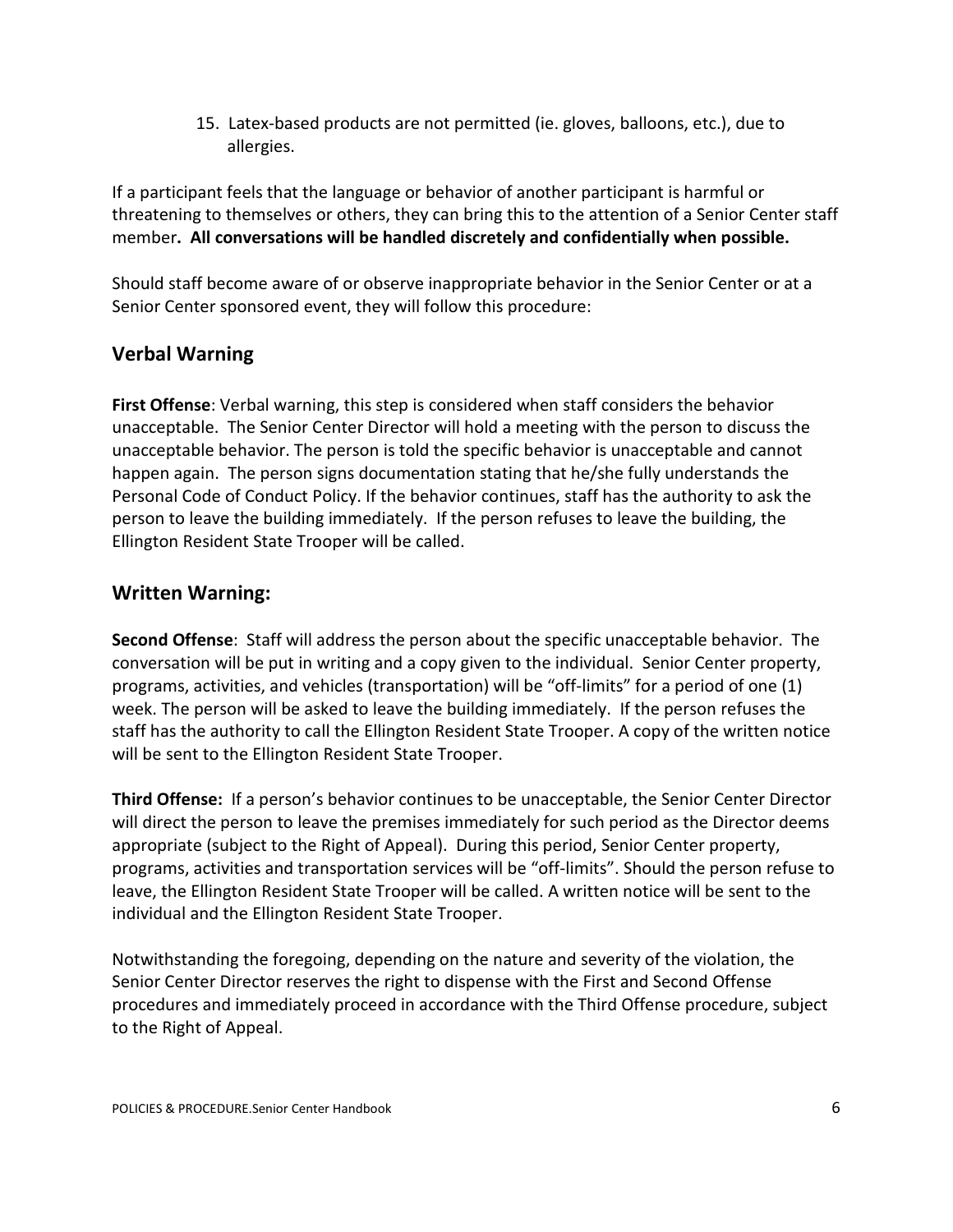15. Latex-based products are not permitted (ie. gloves, balloons, etc.), due to allergies.

If a participant feels that the language or behavior of another participant is harmful or threatening to themselves or others, they can bring this to the attention of a Senior Center staff member**. All conversations will be handled discretely and confidentially when possible.**

Should staff become aware of or observe inappropriate behavior in the Senior Center or at a Senior Center sponsored event, they will follow this procedure:

## Verbal Warning

**First Offense**: Verbal warning, this step is considered when staff considers the behavior unacceptable. The Senior Center Director will hold a meeting with the person to discuss the unacceptable behavior. The person is told the specific behavior is unacceptable and cannot happen again. The person signs documentation stating that he/she fully understands the Personal Code of Conduct Policy. If the behavior continues, staff has the authority to ask the person to leave the building immediately. If the person refuses to leave the building, the Ellington Resident State Trooper will be called.

## Written Warning:

**Second Offense**: Staff will address the person about the specific unacceptable behavior. The conversation will be put in writing and a copy given to the individual. Senior Center property, programs, activities, and vehicles (transportation) will be "off-limits" for a period of one (1) week. The person will be asked to leave the building immediately. If the person refuses the staff has the authority to call the Ellington Resident State Trooper. A copy of the written notice will be sent to the Ellington Resident State Trooper.

**Third Offense:** If a person's behavior continues to be unacceptable, the Senior Center Director will direct the person to leave the premises immediately for such period as the Director deems appropriate (subject to the Right of Appeal). During this period, Senior Center property, programs, activities and transportation services will be "off-limits". Should the person refuse to leave, the Ellington Resident State Trooper will be called. A written notice will be sent to the individual and the Ellington Resident State Trooper.

Notwithstanding the foregoing, depending on the nature and severity of the violation, the Senior Center Director reserves the right to dispense with the First and Second Offense procedures and immediately proceed in accordance with the Third Offense procedure, subject to the Right of Appeal.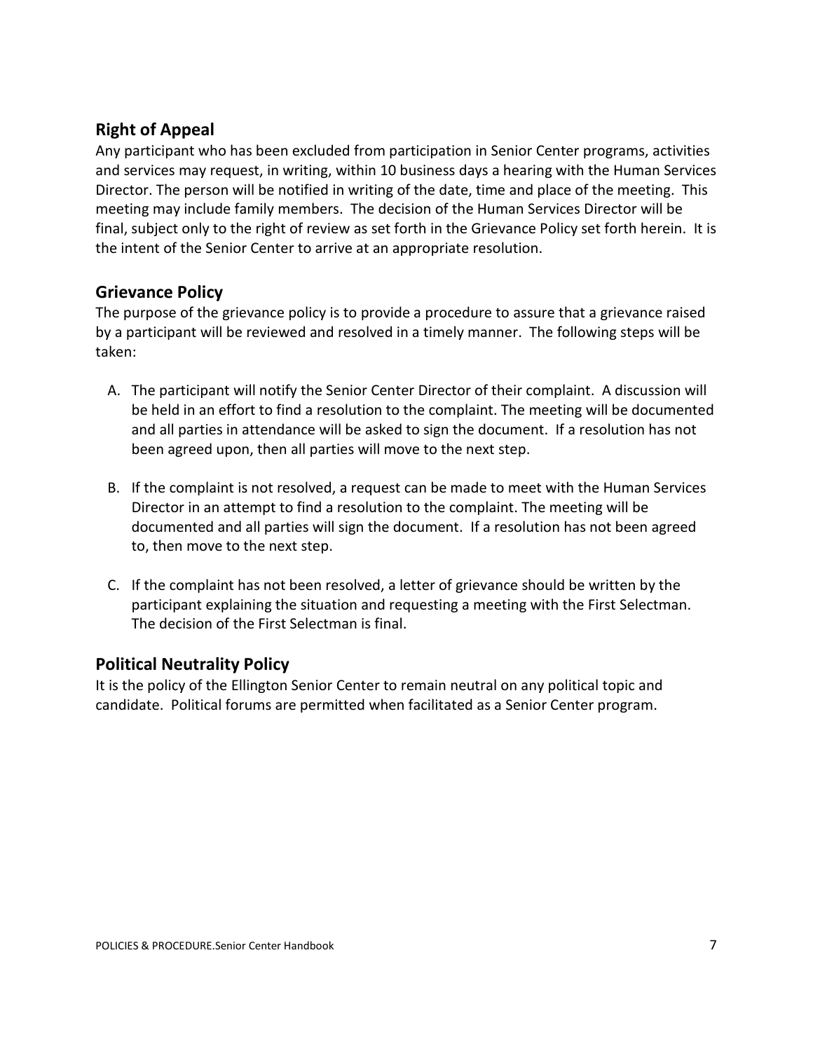## Right of Appeal

Any participant who has been excluded from participation in Senior Center programs, activities and services may request, in writing, within 10 business days a hearing with the Human Services Director. The person will be notified in writing of the date, time and place of the meeting. This meeting may include family members. The decision of the Human Services Director will be final, subject only to the right of review as set forth in the Grievance Policy set forth herein. It is the intent of the Senior Center to arrive at an appropriate resolution.

## Grievance Policy

The purpose of the grievance policy is to provide a procedure to assure that a grievance raised by a participant will be reviewed and resolved in a timely manner. The following steps will be taken:

A. The participant will notify the Senior Center Director of their complaint. A discussion will be held in an effort to find a resolution to the complaint. The meeting will be documented and all parties in attendance will be asked to sign the document. If a resolution has not been agreed upon, then all parties will move to the next step.

B. If the complaint is not resolved, a request can be made to meet with the Human Services Director in an attempt to find a resolution to the complaint. The meeting will be documented and all parties will sign the document. If a resolution has not been agreed to, then move to the next step.

C. If the complaint has not been resolved, a letter of grievance should be written by the participant explaining the situation and requesting a meeting with the First Selectman. The decision of the First Selectman is final.

## Political Neutrality Policy

It is the policy of the Ellington Senior Center to remain neutral on any political topic and candidate. Political forums are permitted when facilitated as a Senior Center program.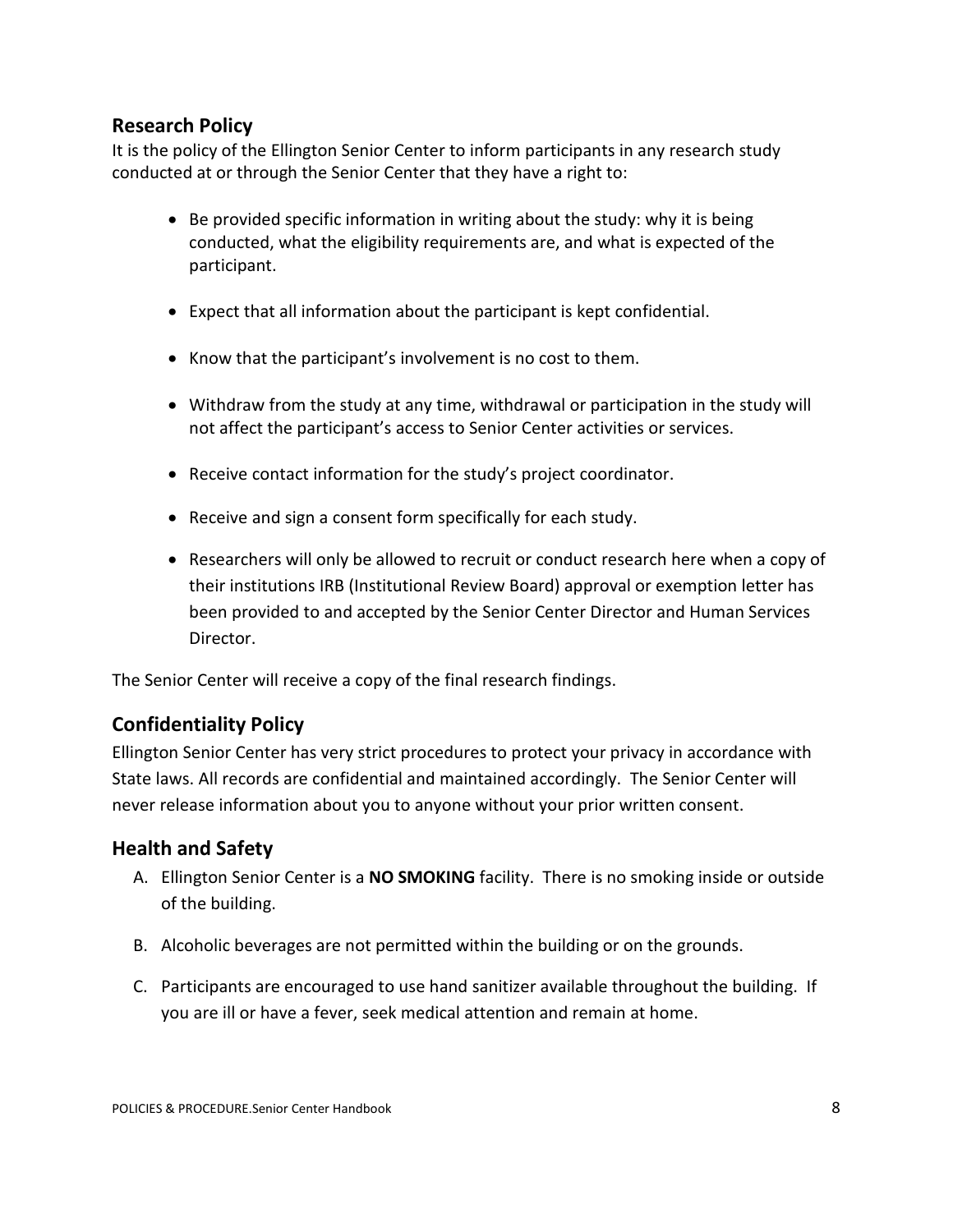## Research Policy

It is the policy of the Ellington Senior Center to inform participants in any research study conducted at or through the Senior Center that they have a right to:

- Be provided specific information in writing about the study: why it is being conducted, what the eligibility requirements are, and what is expected of the participant.
- Expect that all information about the participant is kept confidential.
- Know that the participant's involvement is no cost to them.
- Withdraw from the study at any time, withdrawal or participation in the study will not affect the participant's access to Senior Center activities or services.
- Receive contact information for the study's project coordinator.
- Receive and sign a consent form specifically for each study.
- Researchers will only be allowed to recruit or conduct research here when a copy of their institutions IRB (Institutional Review Board) approval or exemption letter has been provided to and accepted by the Senior Center Director and Human Services Director.

The Senior Center will receive a copy of the final research findings.

## Confidentiality Policy

Ellington Senior Center has very strict procedures to protect your privacy in accordance with State laws. All records are confidential and maintained accordingly. The Senior Center will never release information about you to anyone without your prior written consent.

## Health and Safety

A. Ellington Senior Center is a **NO SMOKING** facility. There is no smoking inside or outside of the building.

B. Alcoholic beverages are not permitted within the building or on the grounds.

C. Participants are encouraged to use hand sanitizer available throughout the building. If you are ill or have a fever, seek medical attention and remain at home.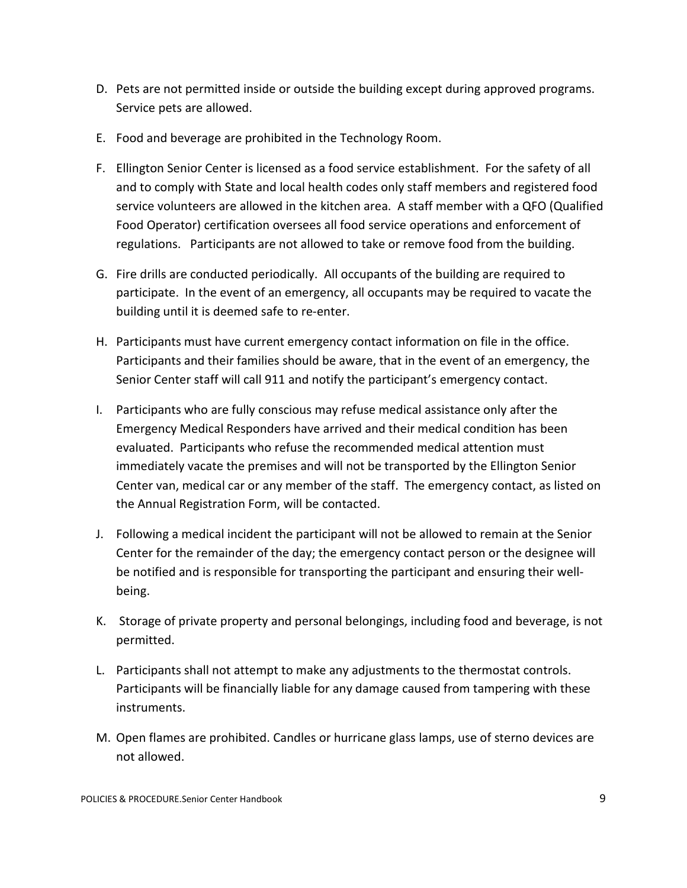D. Pets are not permitted inside or outside the building except during approved programs. Service pets are allowed.

E. Food and beverage are prohibited in the Technology Room.

F. Ellington Senior Center is licensed as a food service establishment. For the safety of all and to comply with State and local health codes only staff members and registered food service volunteers are allowed in the kitchen area. A staff member with a QFO (Qualified Food Operator) certification oversees all food service operations and enforcement of regulations. Participants are not allowed to take or remove food from the building.

G. Fire drills are conducted periodically. All occupants of the building are required to participate. In the event of an emergency, all occupants may be required to vacate the building until it is deemed safe to re-enter.

H. Participants must have current emergency contact information on file in the office. Participants and their families should be aware, that in the event of an emergency, the Senior Center staff will call 911 and notify the participant's emergency contact.

I. Participants who are fully conscious may refuse medical assistance only after the Emergency Medical Responders have arrived and their medical condition has been evaluated. Participants who refuse the recommended medical attention must immediately vacate the premises and will not be transported by the Ellington Senior Center van, medical car or any member of the staff. The emergency contact, as listed on the Annual Registration Form, will be contacted.

J. Following a medical incident the participant will not be allowed to remain at the Senior Center for the remainder of the day; the emergency contact person or the designee will be notified and is responsible for transporting the participant and ensuring their well-being.

K. Storage of private property and personal belongings, including food and beverage, is not permitted.

L. Participants shall not attempt to make any adjustments to the thermostat controls. Participants will be financially liable for any damage caused from tampering with these instruments.

M. Open flames are prohibited. Candles or hurricane glass lamps, use of sterno devices are not allowed.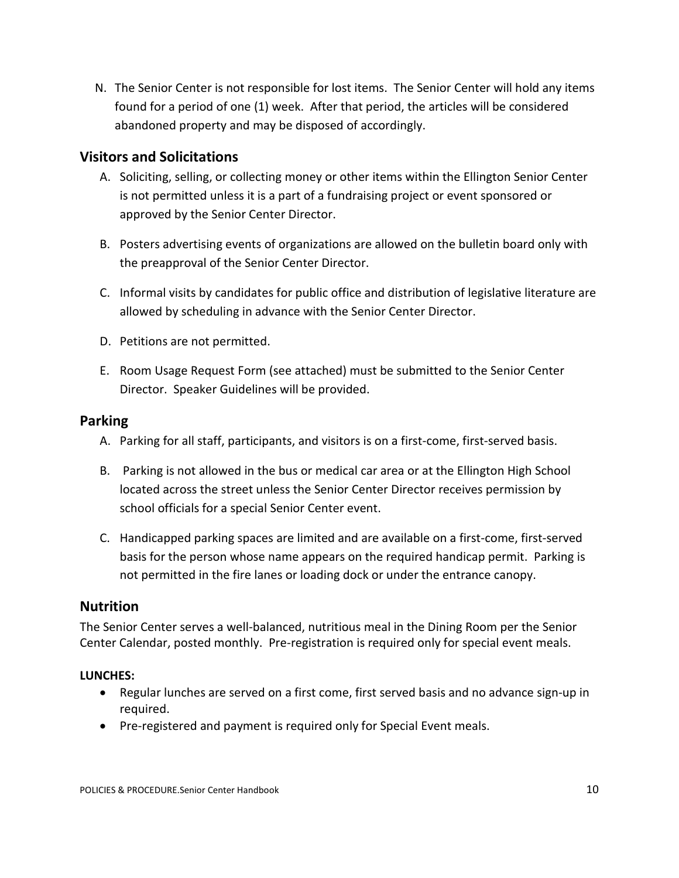N. The Senior Center is not responsible for lost items. The Senior Center will hold any items found for a period of one (1) week. After that period, the articles will be considered abandoned property and may be disposed of accordingly.

## Visitors and Solicitations

A. Soliciting, selling, or collecting money or other items within the Ellington Senior Center is not permitted unless it is a part of a fundraising project or event sponsored or approved by the Senior Center Director.

B. Posters advertising events of organizations are allowed on the bulletin board only with the preapproval of the Senior Center Director.

C. Informal visits by candidates for public office and distribution of legislative literature are allowed by scheduling in advance with the Senior Center Director.

D. Petitions are not permitted.

E. Room Usage Request Form (see attached) must be submitted to the Senior Center Director. Speaker Guidelines will be provided.

## Parking

A. Parking for all staff, participants, and visitors is on a first-come, first-served basis.

B. Parking is not allowed in the bus or medical car area or at the Ellington High School located across the street unless the Senior Center Director receives permission by school officials for a special Senior Center event.

C. Handicapped parking spaces are limited and are available on a first-come, first-served basis for the person whose name appears on the required handicap permit. Parking is not permitted in the fire lanes or loading dock or under the entrance canopy.

## Nutrition

The Senior Center serves a well-balanced, nutritious meal in the Dining Room per the Senior Center Calendar, posted monthly. Pre-registration is required only for special event meals.

**LUNCHES:**

- Regular lunches are served on a first come, first served basis and no advance sign-up in required.
- Pre-registered and payment is required only for Special Event meals.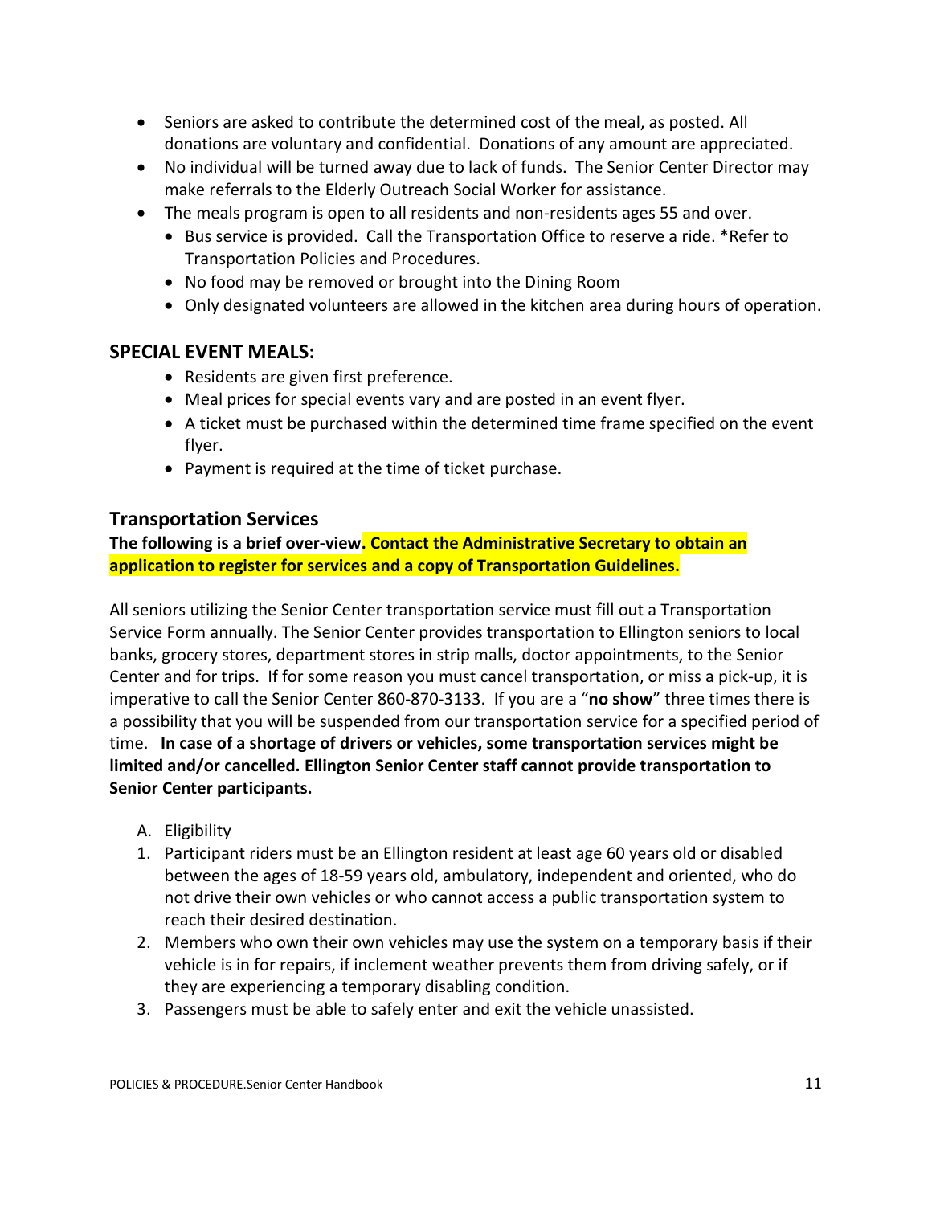- Seniors are asked to contribute the determined cost of the meal, as posted. All donations are voluntary and confidential. Donations of any amount are appreciated.
- No individual will be turned away due to lack of funds. The Senior Center Director may make referrals to the Elderly Outreach Social Worker for assistance.
- The meals program is open to all residents and non-residents ages 55 and over.
  - Bus service is provided. Call the Transportation Office to reserve a ride. *Refer to Transportation Policies and Procedures.
  - No food may be removed or brought into the Dining Room
  - Only designated volunteers are allowed in the kitchen area during hours of operation.

## SPECIAL EVENT MEALS:

- Residents are given first preference.
- Meal prices for special events vary and are posted in an event flyer.
- A ticket must be purchased within the determined time frame specified on the event flyer.
- Payment is required at the time of ticket purchase.

## Transportation Services

**The following is a brief over-view. Contact the Administrative Secretary to obtain an application to register for services and a copy of Transportation Guidelines.**

All seniors utilizing the Senior Center transportation service must fill out a Transportation Service Form annually. The Senior Center provides transportation to Ellington seniors to local banks, grocery stores, department stores in strip malls, doctor appointments, to the Senior Center and for trips. If for some reason you must cancel transportation, or miss a pick-up, it is imperative to call the Senior Center 860-870-3133. If you are a "**no show**" three times there is a possibility that you will be suspended from our transportation service for a specified period of time. **In case of a shortage of drivers or vehicles, some transportation services might be limited and/or cancelled. Ellington Senior Center staff cannot provide transportation to Senior Center participants.**

A. Eligibility

1. Participant riders must be an Ellington resident at least age 60 years old or disabled between the ages of 18-59 years old, ambulatory, independent and oriented, who do not drive their own vehicles or who cannot access a public transportation system to reach their desired destination.
2. Members who own their own vehicles may use the system on a temporary basis if their vehicle is in for repairs, if inclement weather prevents them from driving safely, or if they are experiencing a temporary disabling condition.
3. Passengers must be able to safely enter and exit the vehicle unassisted.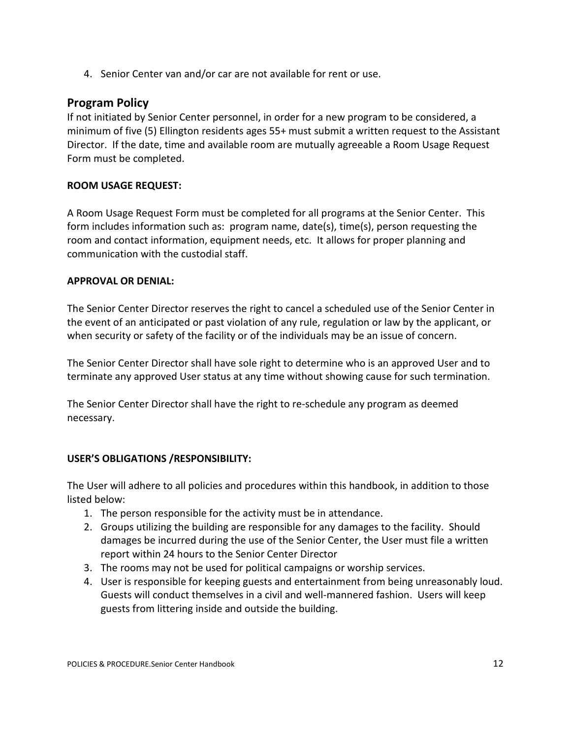4. Senior Center van and/or car are not available for rent or use.

## Program Policy

If not initiated by Senior Center personnel, in order for a new program to be considered, a minimum of five (5) Ellington residents ages 55+ must submit a written request to the Assistant Director. If the date, time and available room are mutually agreeable a Room Usage Request Form must be completed.

**ROOM USAGE REQUEST:**

A Room Usage Request Form must be completed for all programs at the Senior Center. This form includes information such as: program name, date(s), time(s), person requesting the room and contact information, equipment needs, etc. It allows for proper planning and communication with the custodial staff.

**APPROVAL OR DENIAL:**

The Senior Center Director reserves the right to cancel a scheduled use of the Senior Center in the event of an anticipated or past violation of any rule, regulation or law by the applicant, or when security or safety of the facility or of the individuals may be an issue of concern.

The Senior Center Director shall have sole right to determine who is an approved User and to terminate any approved User status at any time without showing cause for such termination.

The Senior Center Director shall have the right to re-schedule any program as deemed necessary.

**USER'S OBLIGATIONS /RESPONSIBILITY:**

The User will adhere to all policies and procedures within this handbook, in addition to those listed below:

1. The person responsible for the activity must be in attendance.
2. Groups utilizing the building are responsible for any damages to the facility. Should damages be incurred during the use of the Senior Center, the User must file a written report within 24 hours to the Senior Center Director
3. The rooms may not be used for political campaigns or worship services.
4. User is responsible for keeping guests and entertainment from being unreasonably loud. Guests will conduct themselves in a civil and well-mannered fashion. Users will keep guests from littering inside and outside the building.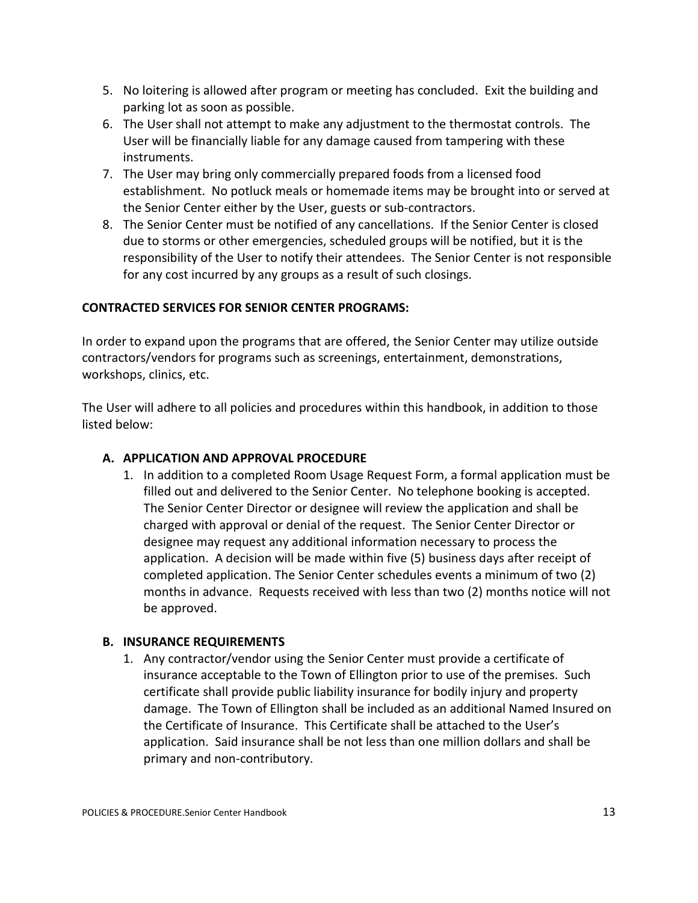5. No loitering is allowed after program or meeting has concluded. Exit the building and parking lot as soon as possible.
6. The User shall not attempt to make any adjustment to the thermostat controls. The User will be financially liable for any damage caused from tampering with these instruments.
7. The User may bring only commercially prepared foods from a licensed food establishment. No potluck meals or homemade items may be brought into or served at the Senior Center either by the User, guests or sub-contractors.
8. The Senior Center must be notified of any cancellations. If the Senior Center is closed due to storms or other emergencies, scheduled groups will be notified, but it is the responsibility of the User to notify their attendees. The Senior Center is not responsible for any cost incurred by any groups as a result of such closings.

**CONTRACTED SERVICES FOR SENIOR CENTER PROGRAMS:**

In order to expand upon the programs that are offered, the Senior Center may utilize outside contractors/vendors for programs such as screenings, entertainment, demonstrations, workshops, clinics, etc.

The User will adhere to all policies and procedures within this handbook, in addition to those listed below:

**A. APPLICATION AND APPROVAL PROCEDURE**

1. In addition to a completed Room Usage Request Form, a formal application must be filled out and delivered to the Senior Center. No telephone booking is accepted. The Senior Center Director or designee will review the application and shall be charged with approval or denial of the request. The Senior Center Director or designee may request any additional information necessary to process the application. A decision will be made within five (5) business days after receipt of completed application. The Senior Center schedules events a minimum of two (2) months in advance. Requests received with less than two (2) months notice will not be approved.

**B. INSURANCE REQUIREMENTS**

1. Any contractor/vendor using the Senior Center must provide a certificate of insurance acceptable to the Town of Ellington prior to use of the premises. Such certificate shall provide public liability insurance for bodily injury and property damage. The Town of Ellington shall be included as an additional Named Insured on the Certificate of Insurance. This Certificate shall be attached to the User's application. Said insurance shall be not less than one million dollars and shall be primary and non-contributory.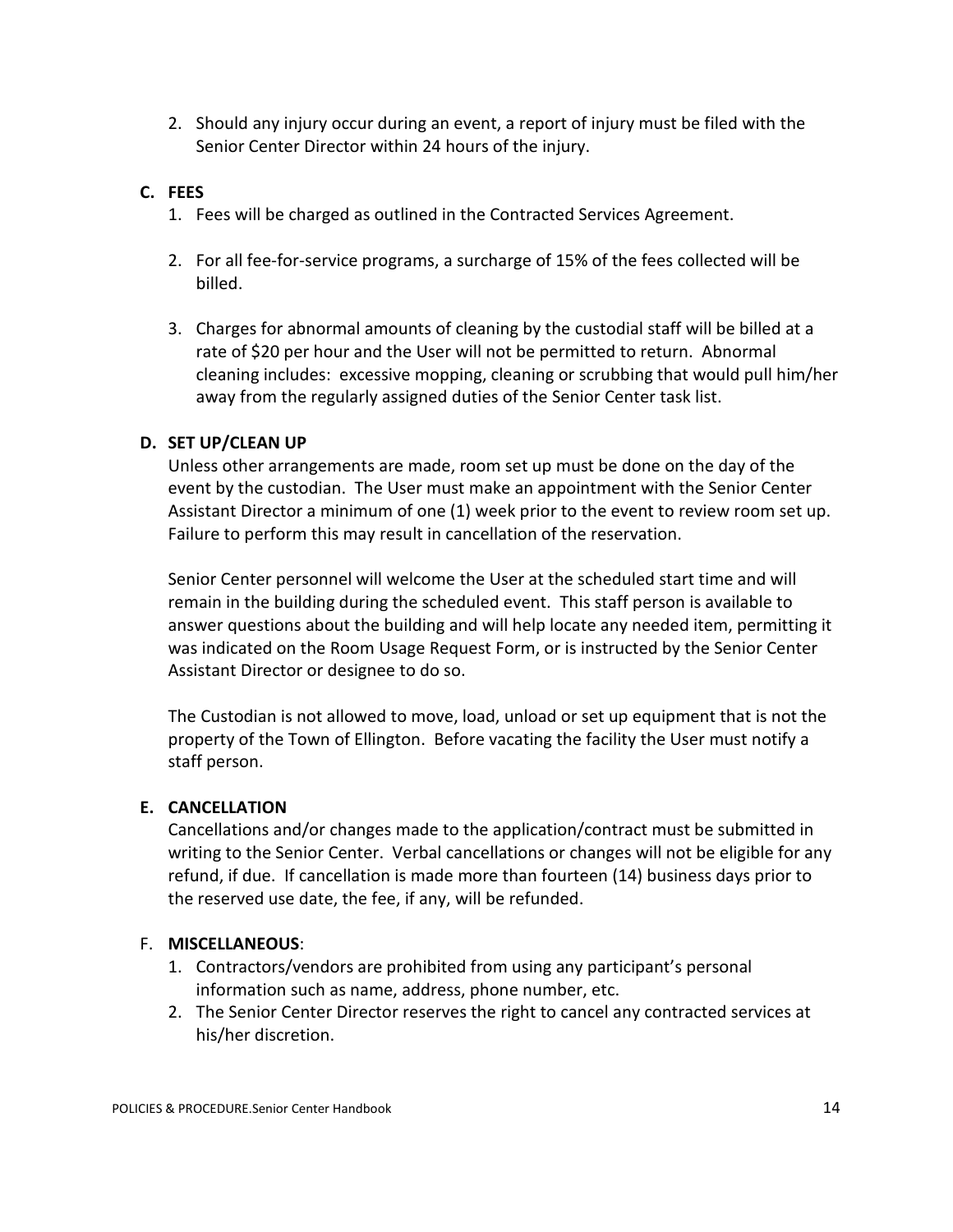2. Should any injury occur during an event, a report of injury must be filed with the Senior Center Director within 24 hours of the injury.

**C. FEES**

1. Fees will be charged as outlined in the Contracted Services Agreement.

2. For all fee-for-service programs, a surcharge of 15% of the fees collected will be billed.

3. Charges for abnormal amounts of cleaning by the custodial staff will be billed at a rate of $20 per hour and the User will not be permitted to return. Abnormal cleaning includes: excessive mopping, cleaning or scrubbing that would pull him/her away from the regularly assigned duties of the Senior Center task list.

**D. SET UP/CLEAN UP**

Unless other arrangements are made, room set up must be done on the day of the event by the custodian. The User must make an appointment with the Senior Center Assistant Director a minimum of one (1) week prior to the event to review room set up. Failure to perform this may result in cancellation of the reservation.

Senior Center personnel will welcome the User at the scheduled start time and will remain in the building during the scheduled event. This staff person is available to answer questions about the building and will help locate any needed item, permitting it was indicated on the Room Usage Request Form, or is instructed by the Senior Center Assistant Director or designee to do so.

The Custodian is not allowed to move, load, unload or set up equipment that is not the property of the Town of Ellington. Before vacating the facility the User must notify a staff person.

**E. CANCELLATION**

Cancellations and/or changes made to the application/contract must be submitted in writing to the Senior Center. Verbal cancellations or changes will not be eligible for any refund, if due. If cancellation is made more than fourteen (14) business days prior to the reserved use date, the fee, if any, will be refunded.

F. **MISCELLANEOUS**:

1. Contractors/vendors are prohibited from using any participant's personal information such as name, address, phone number, etc.
2. The Senior Center Director reserves the right to cancel any contracted services at his/her discretion.